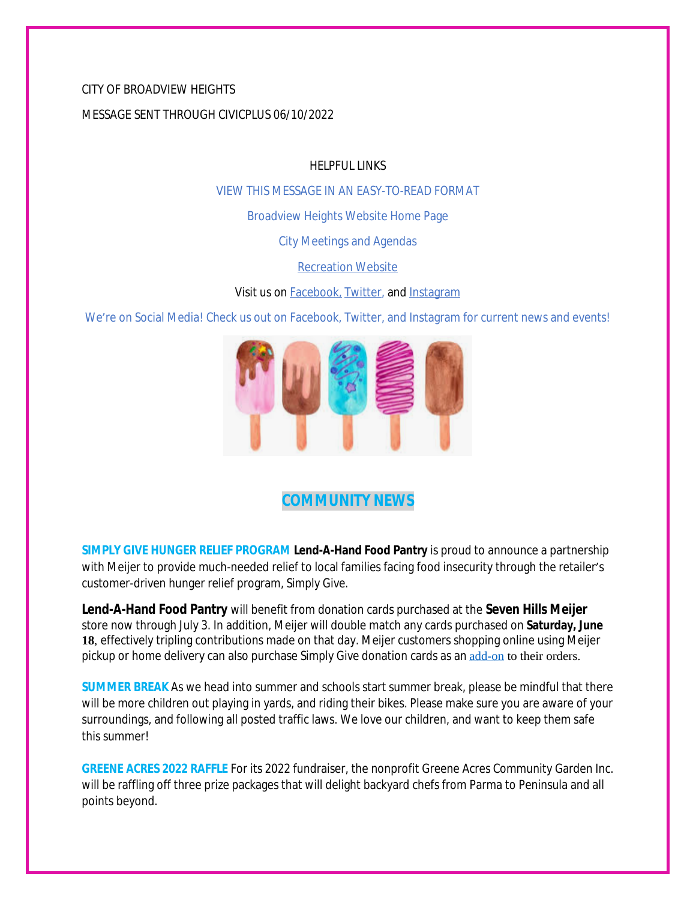CITY OF BROADVIEW HEIGHTS

MESSAGE SENT THROUGH CIVICPLUS 06/10/2022

HELPFUL LINKS

VIEW THIS MESSAGE IN AN EASY-TO-READ FORMAT

Broadview Heights Website Home Page

City Meetings and Agendas

Recreation Website

Visit us on Facebook, Twitter, and Instagram

We're on Social Media! Check us out on Facebook, Twitter, and Instagram for current news and events!

## COMMUNITY NEWS

**SIMPLY GIVE HUNGER RELIEF PROGRAM** **Lend-A-Hand Food Pantry** is proud to announce a partnership with Meijer to provide much-needed relief to local families facing food insecurity through the retailer's customer-driven hunger relief program, Simply Give.

**Lend-A-Hand Food Pantry** will benefit from donation cards purchased at the **Seven Hills Meijer** store now through July 3. In addition, Meijer will double match any cards purchased on **Saturday, June 18**, effectively tripling contributions made on that day. Meijer customers shopping online using Meijer pickup or home delivery can also purchase Simply Give donation cards as an add-on to their orders.

**SUMMER BREAK** As we head into summer and schools start summer break, please be mindful that there will be more children out playing in yards, and riding their bikes. Please make sure you are aware of your surroundings, and following all posted traffic laws. We love our children, and want to keep them safe this summer!

**GREENE ACRES 2022 RAFFLE** For its 2022 fundraiser, the nonprofit Greene Acres Community Garden Inc. will be raffling off three prize packages that will delight backyard chefs from Parma to Peninsula and all points beyond.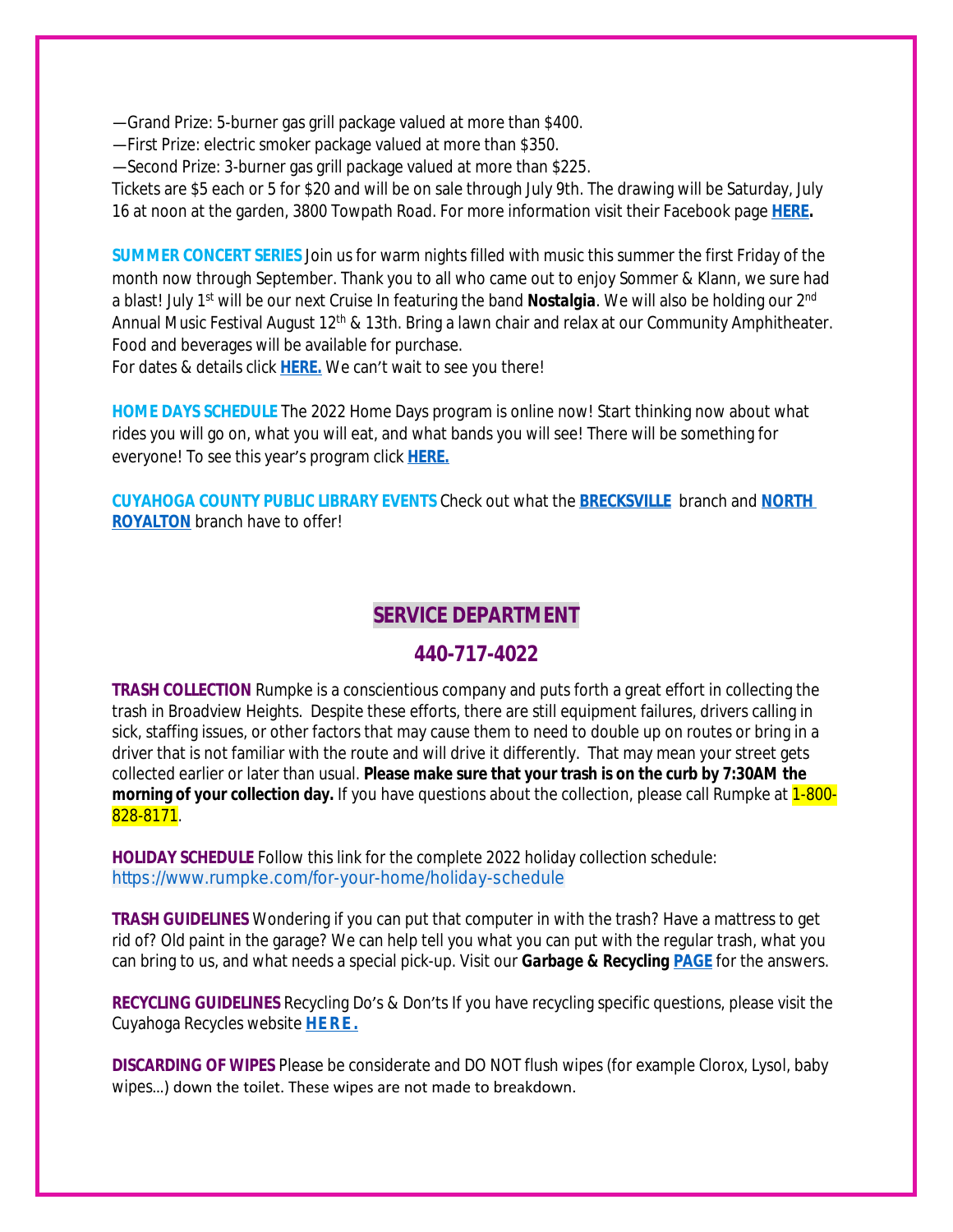—Grand Prize: 5-burner gas grill package valued at more than $400.
—First Prize: electric smoker package valued at more than $350.
—Second Prize: 3-burner gas grill package valued at more than $225.
Tickets are $5 each or 5 for $20 and will be on sale through July 9th. The drawing will be Saturday, July 16 at noon at the garden, 3800 Towpath Road. For more information visit their Facebook page **HERE.**

**SUMMER CONCERT SERIES** Join us for warm nights filled with music this summer the first Friday of the month now through September. Thank you to all who came out to enjoy Sommer & Klann, we sure had a blast! July 1st will be our next Cruise In featuring the band **Nostalgia**. We will also be holding our 2nd Annual Music Festival August 12th & 13th. Bring a lawn chair and relax at our Community Amphitheater. Food and beverages will be available for purchase.
For dates & details click **HERE.** We can't wait to see you there!

**HOME DAYS SCHEDULE** The 2022 Home Days program is online now! Start thinking now about what rides you will go on, what you will eat, and what bands you will see! There will be something for everyone! To see this year's program click **HERE.**

**CUYAHOGA COUNTY PUBLIC LIBRARY EVENTS** Check out what the **BRECKSVILLE** branch and **NORTH ROYALTON** branch have to offer!

## SERVICE DEPARTMENT

## 440-717-4022

**TRASH COLLECTION** Rumpke is a conscientious company and puts forth a great effort in collecting the trash in Broadview Heights. Despite these efforts, there are still equipment failures, drivers calling in sick, staffing issues, or other factors that may cause them to need to double up on routes or bring in a driver that is not familiar with the route and will drive it differently. That may mean your street gets collected earlier or later than usual. **Please make sure that your trash is on the curb by 7:30AM the morning of your collection day.** If you have questions about the collection, please call Rumpke at 1-800-828-8171.

**HOLIDAY SCHEDULE** Follow this link for the complete 2022 holiday collection schedule:
https://www.rumpke.com/for-your-home/holiday-schedule

**TRASH GUIDELINES** Wondering if you can put that computer in with the trash? Have a mattress to get rid of? Old paint in the garage? We can help tell you what you can put with the regular trash, what you can bring to us, and what needs a special pick-up. Visit our ***Garbage & Recycling*** **PAGE** for the answers.

**RECYCLING GUIDELINES** Recycling Do's & Don'ts If you have recycling specific questions, please visit the Cuyahoga Recycles website **HERE.**

**DISCARDING OF WIPES** Please be considerate and DO NOT flush wipes (for example Clorox, Lysol, baby wipes…) down the toilet. These wipes are not made to breakdown.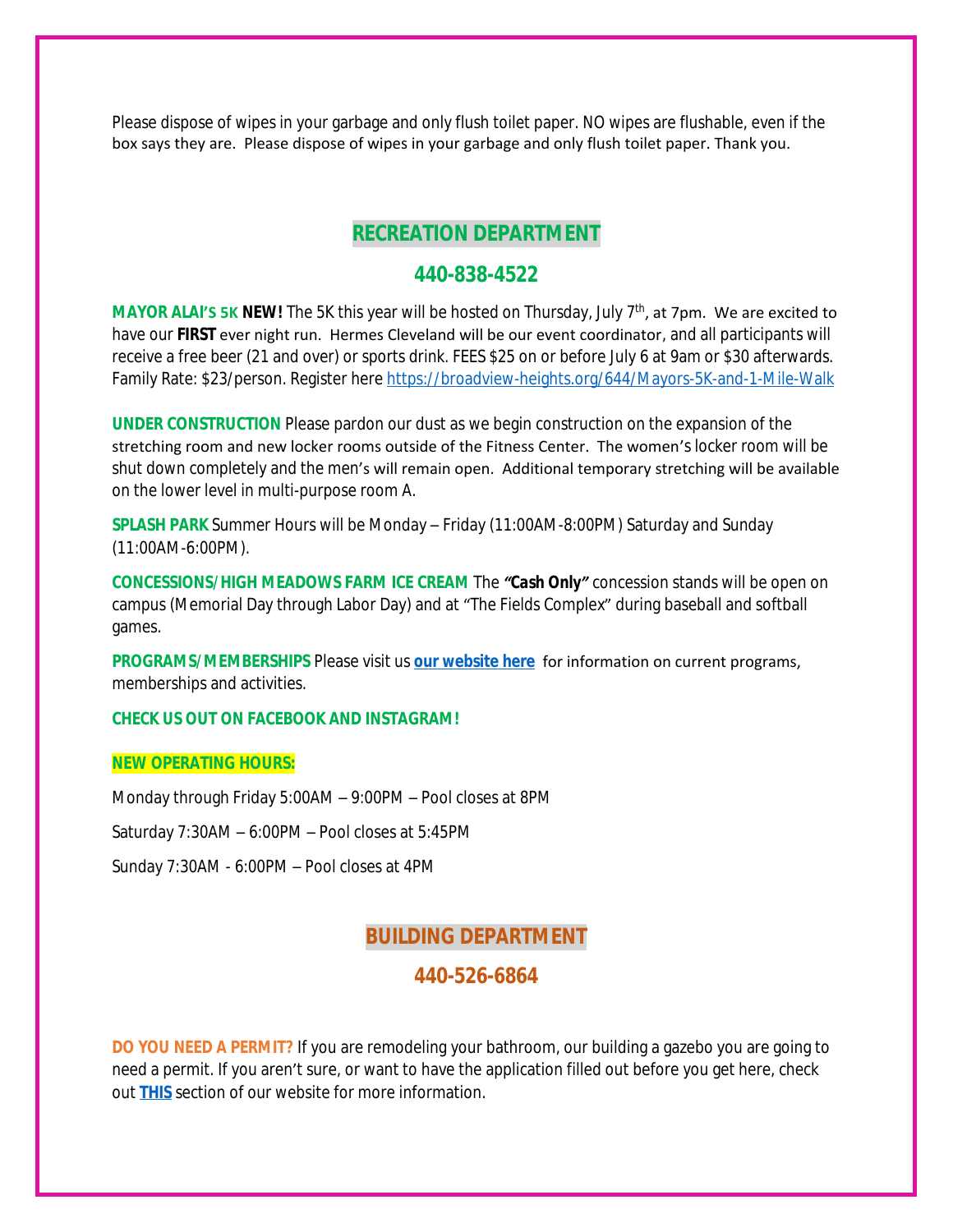Please dispose of wipes in your garbage and only flush toilet paper. NO wipes are flushable, even if the box says they are. Please dispose of wipes in your garbage and only flush toilet paper. Thank you.

## RECREATION DEPARTMENT

## 440-838-4522

**MAYOR ALAI'S 5K NEW!** The 5K this year will be hosted on Thursday, July 7th, at 7pm. We are excited to have our **FIRST** ever night run. Hermes Cleveland will be our event coordinator, and all participants will receive a free beer (21 and over) or sports drink. FEES $25 on or before July 6 at 9am or $30 afterwards. Family Rate: $23/person. Register here https://broadview-heights.org/644/Mayors-5K-and-1-Mile-Walk

**UNDER CONSTRUCTION** Please pardon our dust as we begin construction on the expansion of the stretching room and new locker rooms outside of the Fitness Center. The women's locker room will be shut down completely and the men's will remain open. Additional temporary stretching will be available on the lower level in multi-purpose room A.

**SPLASH PARK** Summer Hours will be Monday – Friday (11:00AM-8:00PM) Saturday and Sunday (11:00AM-6:00PM).

**CONCESSIONS/HIGH MEADOWS FARM ICE CREAM** The ***"Cash Only"*** concession stands will be open on campus (Memorial Day through Labor Day) and at "The Fields Complex" during baseball and softball games.

**PROGRAMS/MEMBERSHIPS** Please visit us **our website here** for information on current programs, memberships and activities.

**CHECK US OUT ON FACEBOOK AND INSTAGRAM!**

**NEW OPERATING HOURS:**

Monday through Friday 5:00AM – 9:00PM – Pool closes at 8PM

Saturday 7:30AM – 6:00PM – Pool closes at 5:45PM

Sunday 7:30AM - 6:00PM – Pool closes at 4PM

## BUILDING DEPARTMENT

## 440-526-6864

**DO YOU NEED A PERMIT?** If you are remodeling your bathroom, our building a gazebo you are going to need a permit. If you aren't sure, or want to have the application filled out before you get here, check out **THIS** section of our website for more information.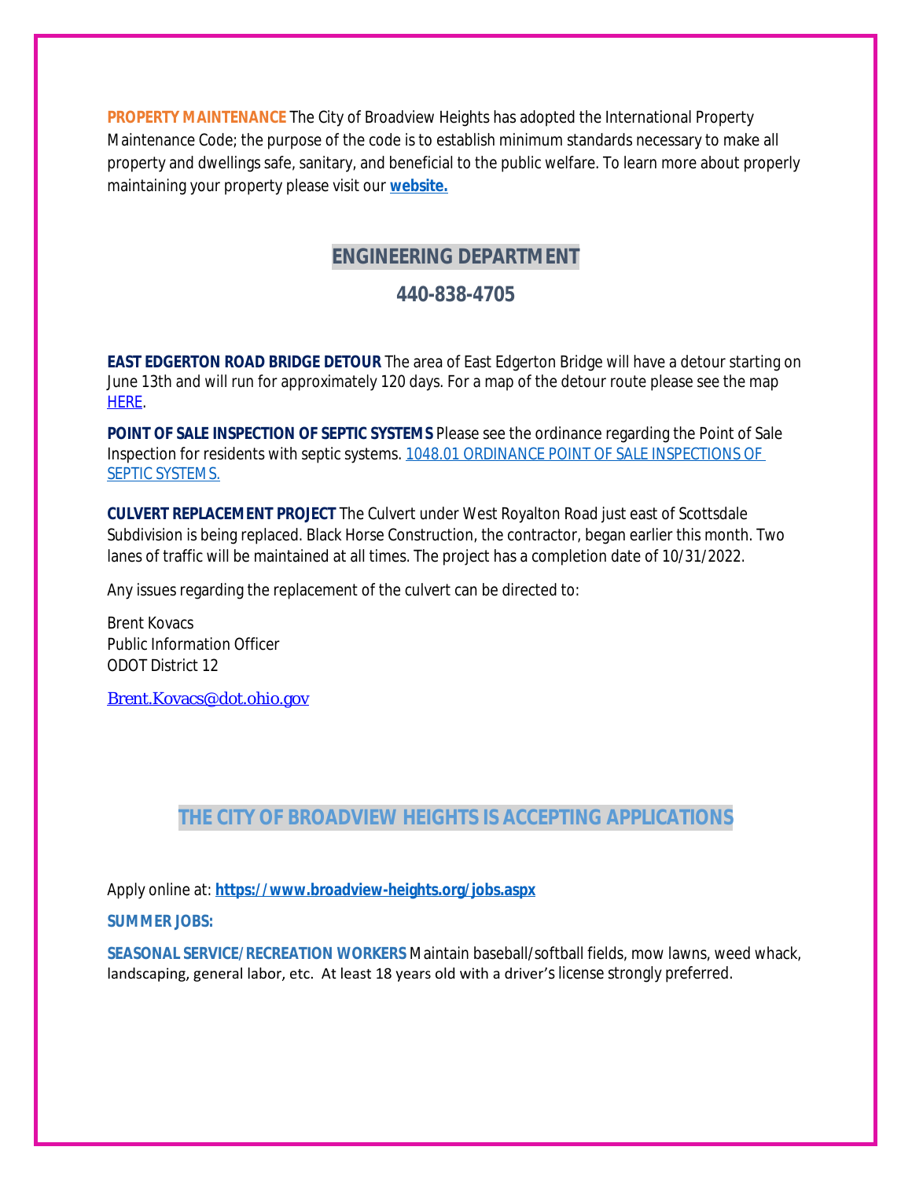**PROPERTY MAINTENANCE** The City of Broadview Heights has adopted the International Property Maintenance Code; the purpose of the code is to establish minimum standards necessary to make all property and dwellings safe, sanitary, and beneficial to the public welfare. To learn more about properly maintaining your property please visit our **website.**

## ENGINEERING DEPARTMENT

## 440-838-4705

**EAST EDGERTON ROAD BRIDGE DETOUR** The area of East Edgerton Bridge will have a detour starting on June 13th and will run for approximately 120 days. For a map of the detour route please see the map HERE.

**POINT OF SALE INSPECTION OF SEPTIC SYSTEMS** Please see the ordinance regarding the Point of Sale Inspection for residents with septic systems. 1048.01 ORDINANCE POINT OF SALE INSPECTIONS OF SEPTIC SYSTEMS.

**CULVERT REPLACEMENT PROJECT** The Culvert under West Royalton Road just east of Scottsdale Subdivision is being replaced. Black Horse Construction, the contractor, began earlier this month. Two lanes of traffic will be maintained at all times. The project has a completion date of 10/31/2022.

Any issues regarding the replacement of the culvert can be directed to:

Brent Kovacs
Public Information Officer
ODOT District 12

Brent.Kovacs@dot.ohio.gov

## THE CITY OF BROADVIEW HEIGHTS IS ACCEPTING APPLICATIONS

Apply online at: **https://www.broadview-heights.org/jobs.aspx**

**SUMMER JOBS:**

**SEASONAL SERVICE/RECREATION WORKERS** Maintain baseball/softball fields, mow lawns, weed whack, landscaping, general labor, etc. At least 18 years old with a driver's license strongly preferred.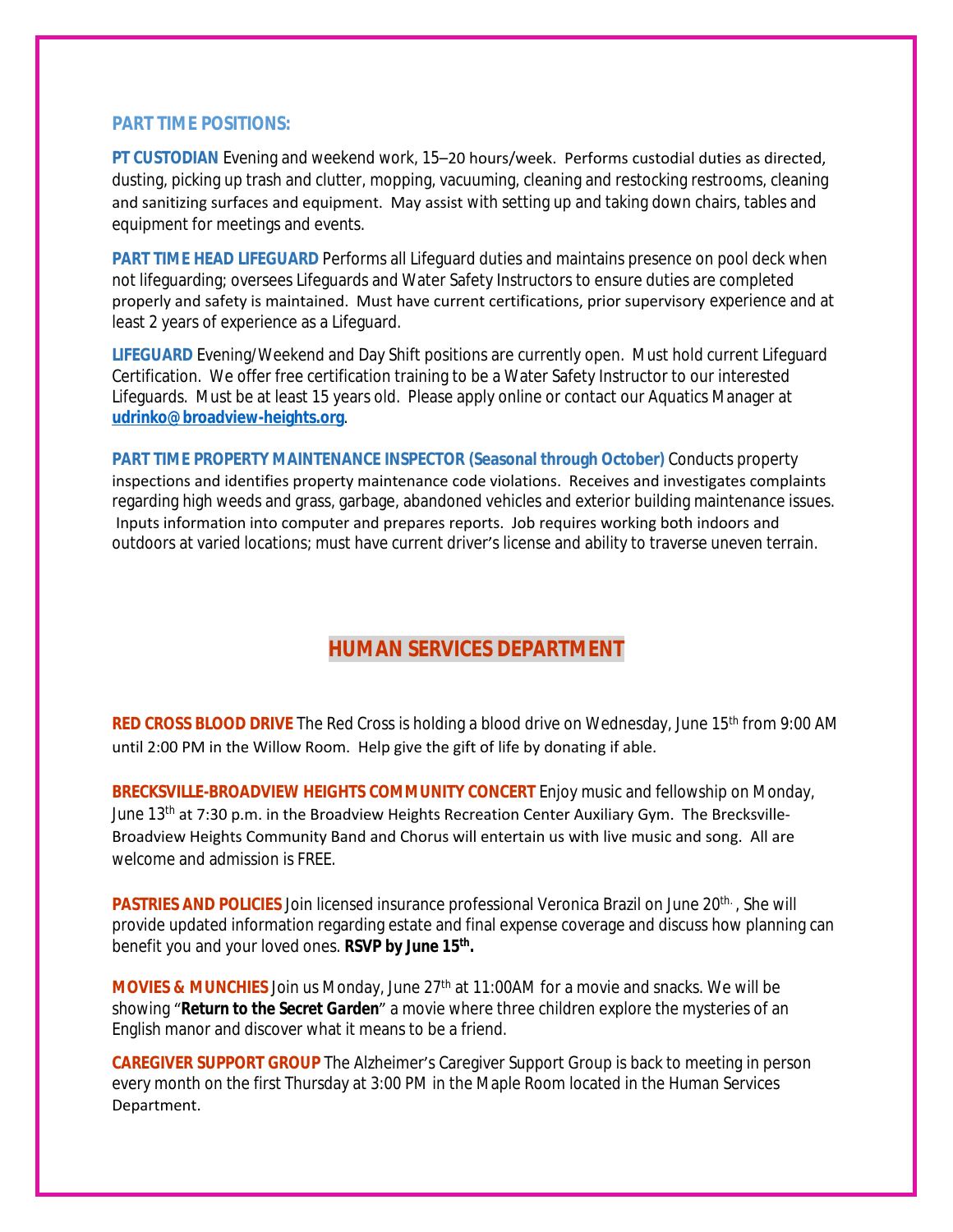## PART TIME POSITIONS:

**PT CUSTODIAN** Evening and weekend work, 15–20 hours/week. Performs custodial duties as directed, dusting, picking up trash and clutter, mopping, vacuuming, cleaning and restocking restrooms, cleaning and sanitizing surfaces and equipment. May assist with setting up and taking down chairs, tables and equipment for meetings and events.

**PART TIME HEAD LIFEGUARD** Performs all Lifeguard duties and maintains presence on pool deck when not lifeguarding; oversees Lifeguards and Water Safety Instructors to ensure duties are completed properly and safety is maintained. Must have current certifications, prior supervisory experience and at least 2 years of experience as a Lifeguard.

**LIFEGUARD** Evening/Weekend and Day Shift positions are currently open. Must hold current Lifeguard Certification. We offer free certification training to be a Water Safety Instructor to our interested Lifeguards. Must be at least 15 years old. Please apply online or contact our Aquatics Manager at **udrinko@broadview-heights.org**.

**PART TIME PROPERTY MAINTENANCE INSPECTOR (Seasonal through October)** Conducts property inspections and identifies property maintenance code violations. Receives and investigates complaints regarding high weeds and grass, garbage, abandoned vehicles and exterior building maintenance issues. Inputs information into computer and prepares reports. Job requires working both indoors and outdoors at varied locations; must have current driver's license and ability to traverse uneven terrain.

## HUMAN SERVICES DEPARTMENT

**RED CROSS BLOOD DRIVE** The Red Cross is holding a blood drive on Wednesday, June 15th from 9:00 AM until 2:00 PM in the Willow Room. Help give the gift of life by donating if able.

**BRECKSVILLE-BROADVIEW HEIGHTS COMMUNITY CONCERT** Enjoy music and fellowship on Monday, June 13th at 7:30 p.m. in the Broadview Heights Recreation Center Auxiliary Gym. The Brecksville-Broadview Heights Community Band and Chorus will entertain us with live music and song. All are welcome and admission is FREE.

**PASTRIES AND POLICIES** Join licensed insurance professional Veronica Brazil on June 20th., She will provide updated information regarding estate and final expense coverage and discuss how planning can benefit you and your loved ones. ***RSVP by June 15th.***

**MOVIES & MUNCHIES** Join us Monday, June 27th at 11:00AM for a movie and snacks. We will be showing "***Return to the Secret Garden***" a movie where three children explore the mysteries of an English manor and discover what it means to be a friend.

**CAREGIVER SUPPORT GROUP** The Alzheimer's Caregiver Support Group is back to meeting in person every month on the first Thursday at 3:00 PM in the Maple Room located in the Human Services Department.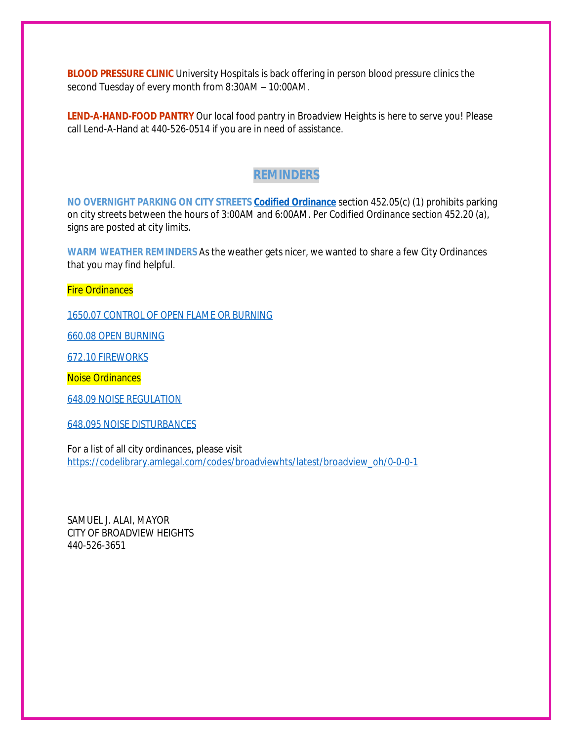**BLOOD PRESSURE CLINIC** University Hospitals is back offering in person blood pressure clinics the second Tuesday of every month from 8:30AM – 10:00AM.

**LEND-A-HAND-FOOD PANTRY** Our local food pantry in Broadview Heights is here to serve you! Please call Lend-A-Hand at 440-526-0514 if you are in need of assistance.

## REMINDERS

**NO OVERNIGHT PARKING ON CITY STREETS** **Codified Ordinance** section 452.05(c) (1) prohibits parking on city streets between the hours of 3:00AM and 6:00AM. Per Codified Ordinance section 452.20 (a), signs are posted at city limits.

**WARM WEATHER REMINDERS** As the weather gets nicer, we wanted to share a few City Ordinances that you may find helpful.

Fire Ordinances

1650.07 CONTROL OF OPEN FLAME OR BURNING

660.08 OPEN BURNING

672.10 FIREWORKS

Noise Ordinances

648.09 NOISE REGULATION

648.095 NOISE DISTURBANCES

For a list of all city ordinances, please visit
https://codelibrary.amlegal.com/codes/broadviewhts/latest/broadview_oh/0-0-0-1

SAMUEL J. ALAI, MAYOR
CITY OF BROADVIEW HEIGHTS
440-526-3651